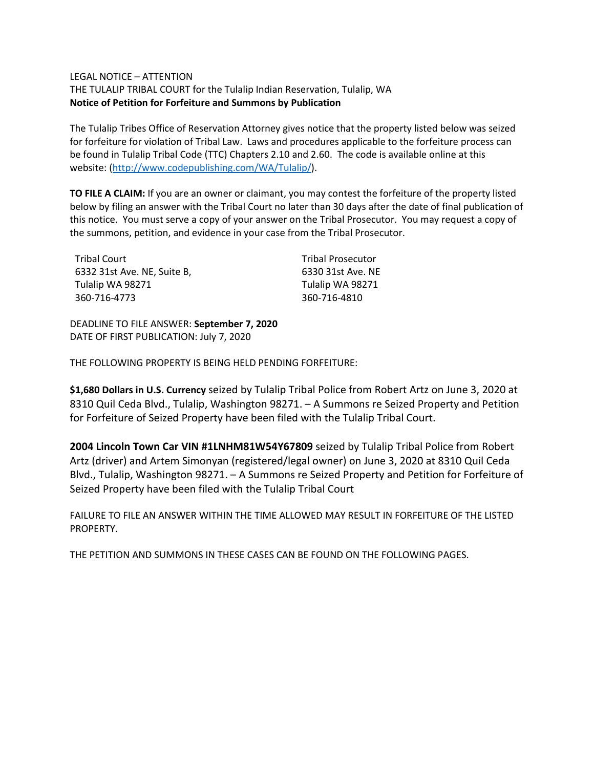LEGAL NOTICE – ATTENTION

THE TULALIP TRIBAL COURT for the Tulalip Indian Reservation, Tulalip, WA

**Notice of Petition for Forfeiture and Summons by Publication**

The Tulalip Tribes Office of Reservation Attorney gives notice that the property listed below was seized for forfeiture for violation of Tribal Law. Laws and procedures applicable to the forfeiture process can be found in Tulalip Tribal Code (TTC) Chapters 2.10 and 2.60. The code is available online at this website: (http://www.codepublishing.com/WA/Tulalip/).

**TO FILE A CLAIM:** If you are an owner or claimant, you may contest the forfeiture of the property listed below by filing an answer with the Tribal Court no later than 30 days after the date of final publication of this notice. You must serve a copy of your answer on the Tribal Prosecutor. You may request a copy of the summons, petition, and evidence in your case from the Tribal Prosecutor.

Tribal Court
6332 31st Ave. NE, Suite B,
Tulalip WA 98271
360-716-4773

Tribal Prosecutor
6330 31st Ave. NE
Tulalip WA 98271
360-716-4810

DEADLINE TO FILE ANSWER: **September 7, 2020**
DATE OF FIRST PUBLICATION: July 7, 2020

THE FOLLOWING PROPERTY IS BEING HELD PENDING FORFEITURE:

**$1,680 Dollars in U.S. Currency** seized by Tulalip Tribal Police from Robert Artz on June 3, 2020 at 8310 Quil Ceda Blvd., Tulalip, Washington 98271. – A Summons re Seized Property and Petition for Forfeiture of Seized Property have been filed with the Tulalip Tribal Court.

**2004 Lincoln Town Car VIN #1LNHM81W54Y67809** seized by Tulalip Tribal Police from Robert Artz (driver) and Artem Simonyan (registered/legal owner) on June 3, 2020 at 8310 Quil Ceda Blvd., Tulalip, Washington 98271. – A Summons re Seized Property and Petition for Forfeiture of Seized Property have been filed with the Tulalip Tribal Court

FAILURE TO FILE AN ANSWER WITHIN THE TIME ALLOWED MAY RESULT IN FORFEITURE OF THE LISTED PROPERTY.

THE PETITION AND SUMMONS IN THESE CASES CAN BE FOUND ON THE FOLLOWING PAGES.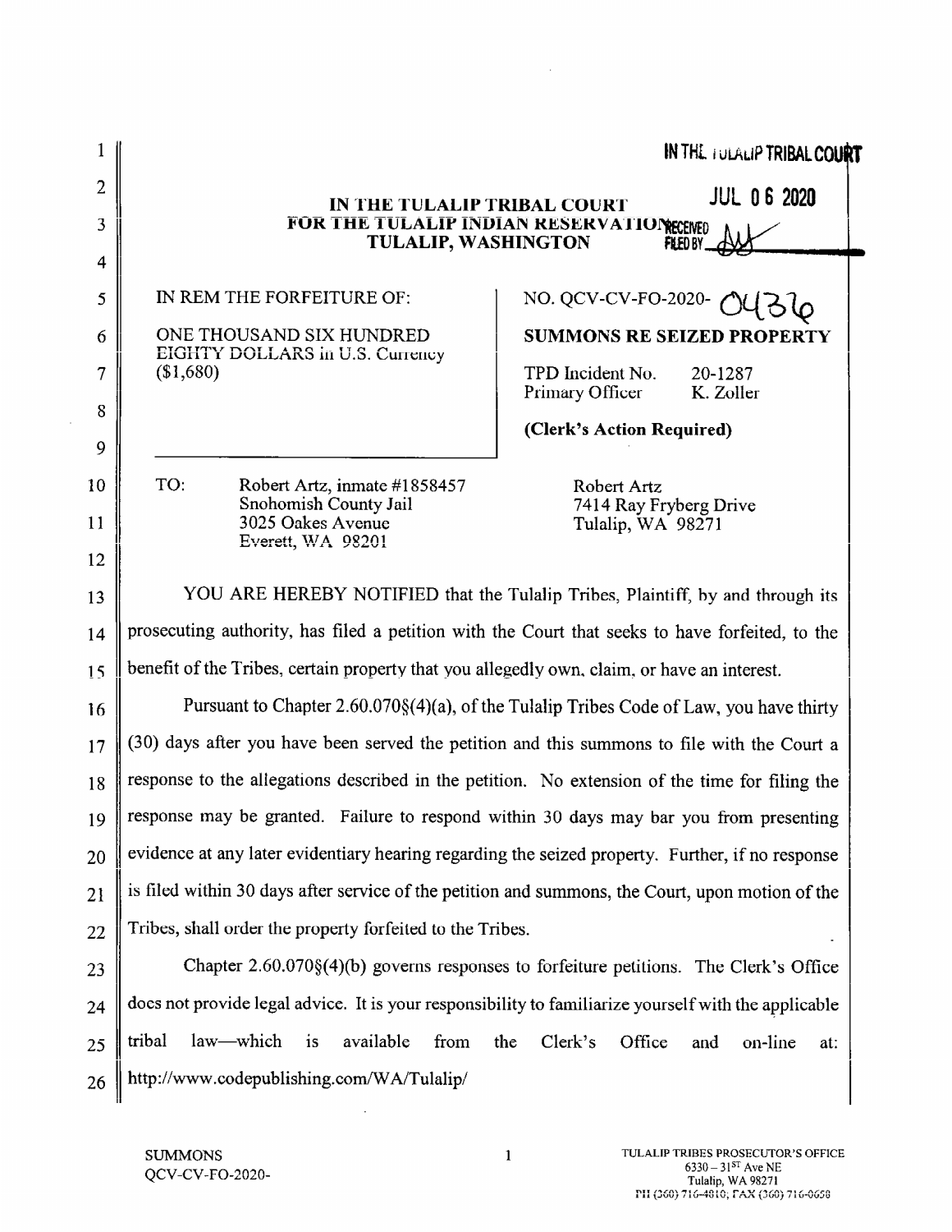IN THE TULALIP TRIBAL COURT
JUL 06 2020
RECEIVED
FILED BY

# IN THE TULALIP TRIBAL COURT FOR THE TULALIP INDIAN RESERVATION TULALIP, WASHINGTON

| IN REM THE FORFEITURE OF: ONE THOUSAND SIX HUNDRED EIGHTY DOLLARS in U.S. Currency ($1,680) | NO. QCV-CV-FO-2020- 04376 |
|---|---|
| | **SUMMONS RE SEIZED PROPERTY** |
| | TPD Incident No. 20-1287 |
| | Primary Officer K. Zoller |
| | **(Clerk's Action Required)** |

TO: Robert Artz, inmate #1858457
Snohomish County Jail
3025 Oakes Avenue
Everett, WA 98201

Robert Artz
7414 Ray Fryberg Drive
Tulalip, WA 98271

YOU ARE HEREBY NOTIFIED that the Tulalip Tribes, Plaintiff, by and through its prosecuting authority, has filed a petition with the Court that seeks to have forfeited, to the benefit of the Tribes, certain property that you allegedly own, claim, or have an interest.

Pursuant to Chapter 2.60.070§(4)(a), of the Tulalip Tribes Code of Law, you have thirty (30) days after you have been served the petition and this summons to file with the Court a response to the allegations described in the petition. No extension of the time for filing the response may be granted. Failure to respond within 30 days may bar you from presenting evidence at any later evidentiary hearing regarding the seized property. Further, if no response is filed within 30 days after service of the petition and summons, the Court, upon motion of the Tribes, shall order the property forfeited to the Tribes.

Chapter 2.60.070§(4)(b) governs responses to forfeiture petitions. The Clerk's Office does not provide legal advice. It is your responsibility to familiarize yourself with the applicable tribal law—which is available from the Clerk's Office and on-line at: http://www.codepublishing.com/WA/Tulalip/

SUMMONS
QCV-CV-FO-2020-

TULALIP TRIBES PROSECUTOR'S OFFICE
6330 – 31ST Ave NE
Tulalip, WA 98271
PH (360) 716-4810; FAX (360) 716-0658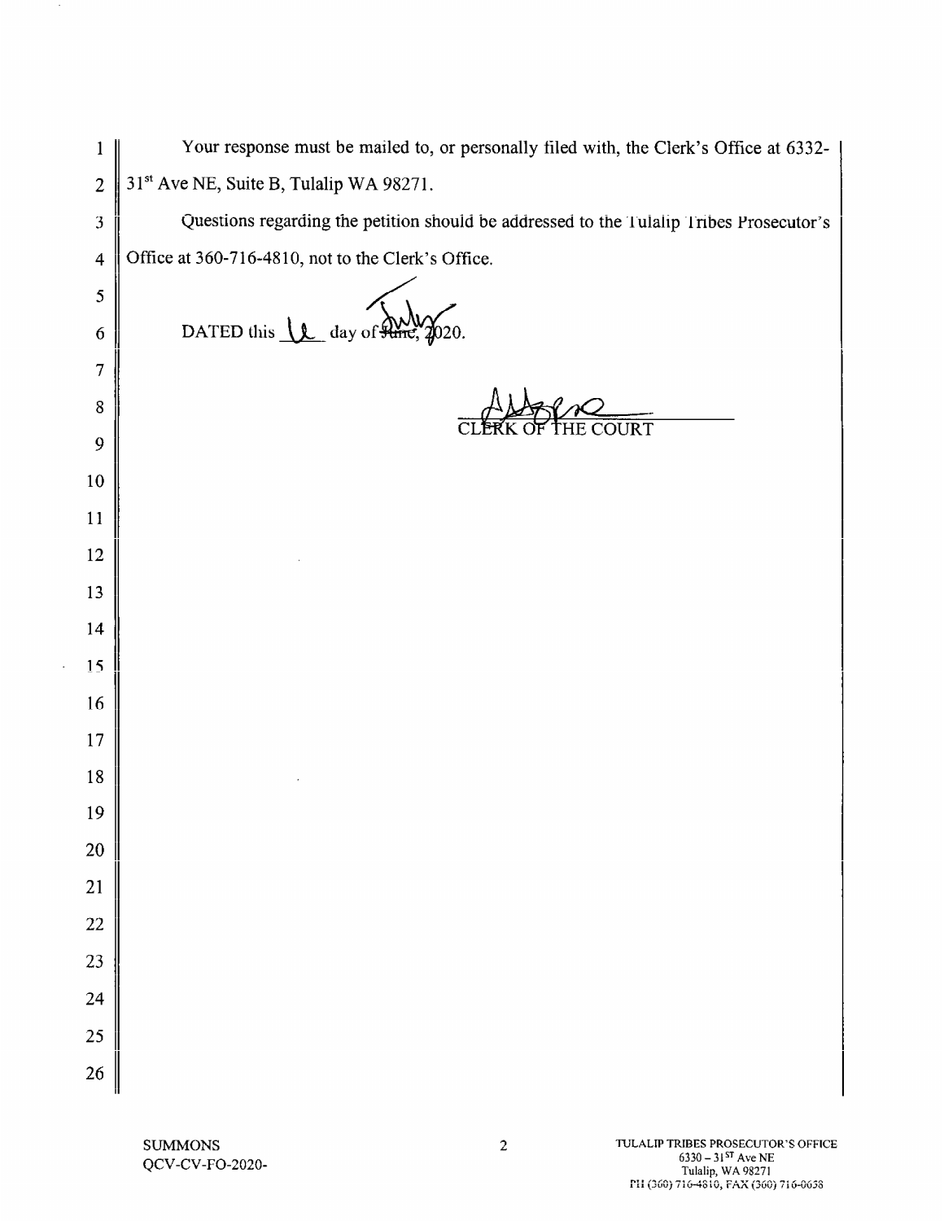Your response must be mailed to, or personally filed with, the Clerk's Office at 6332-31st Ave NE, Suite B, Tulalip WA 98271.

Questions regarding the petition should be addressed to the Tulalip Tribes Prosecutor's Office at 360-716-4810, not to the Clerk's Office.

DATED this 16 day of ~~June~~ July, 2020.

CLERK OF THE COURT

SUMMONS
QCV-CV-FO-2020-

TULALIP TRIBES PROSECUTOR'S OFFICE
6330 – 31ST Ave NE
Tulalip, WA 98271
PH (360) 716-4810, FAX (360) 716-0658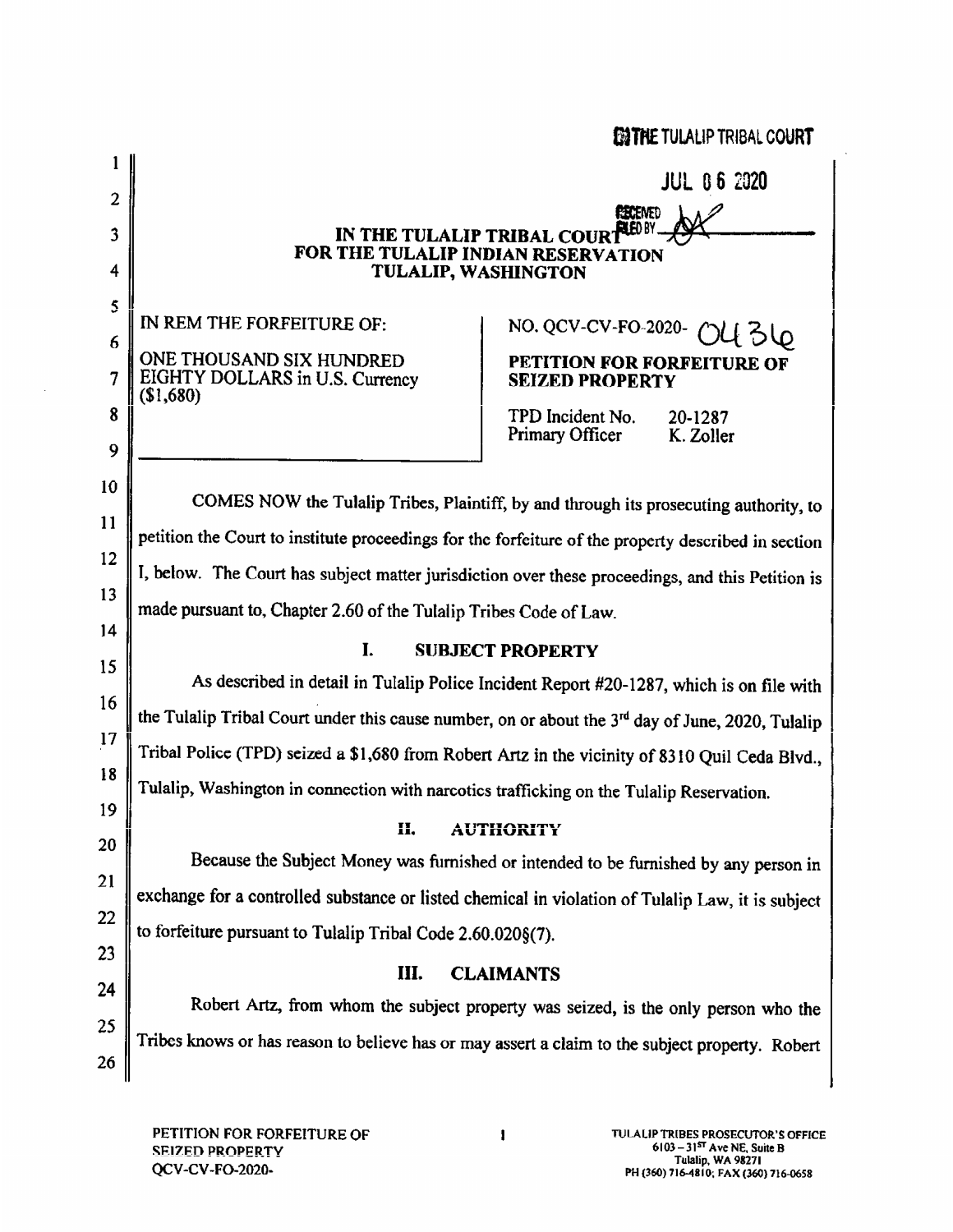IN THE TULALIP TRIBAL COURT

JUL 06 2020

RECEIVED FILED BY

# IN THE TULALIP TRIBAL COURT FOR THE TULALIP INDIAN RESERVATION TULALIP, WASHINGTON

| IN REM THE FORFEITURE OF: ONE THOUSAND SIX HUNDRED EIGHTY DOLLARS in U.S. Currency ($1,680) | NO. QCV-CV-FO-2020- 0436 **PETITION FOR FORFEITURE OF SEIZED PROPERTY** TPD Incident No. 20-1287 Primary Officer K. Zoller |
|---|---|

COMES NOW the Tulalip Tribes, Plaintiff, by and through its prosecuting authority, to petition the Court to institute proceedings for the forfeiture of the property described in section I, below. The Court has subject matter jurisdiction over these proceedings, and this Petition is made pursuant to, Chapter 2.60 of the Tulalip Tribes Code of Law.

## I. SUBJECT PROPERTY

As described in detail in Tulalip Police Incident Report #20-1287, which is on file with the Tulalip Tribal Court under this cause number, on or about the 3rd day of June, 2020, Tulalip Tribal Police (TPD) seized a $1,680 from Robert Artz in the vicinity of 8310 Quil Ceda Blvd., Tulalip, Washington in connection with narcotics trafficking on the Tulalip Reservation.

## II. AUTHORITY

Because the Subject Money was furnished or intended to be furnished by any person in exchange for a controlled substance or listed chemical in violation of Tulalip Law, it is subject to forfeiture pursuant to Tulalip Tribal Code 2.60.020§(7).

## III. CLAIMANTS

Robert Artz, from whom the subject property was seized, is the only person who the Tribes knows or has reason to believe has or may assert a claim to the subject property. Robert

PETITION FOR FORFEITURE OF SEIZED PROPERTY
QCV-CV-FO-2020-

TULALIP TRIBES PROSECUTOR'S OFFICE
6103 – 31ST Ave NE, Suite B
Tulalip, WA 98271
PH (360) 716-4810; FAX (360) 716-0658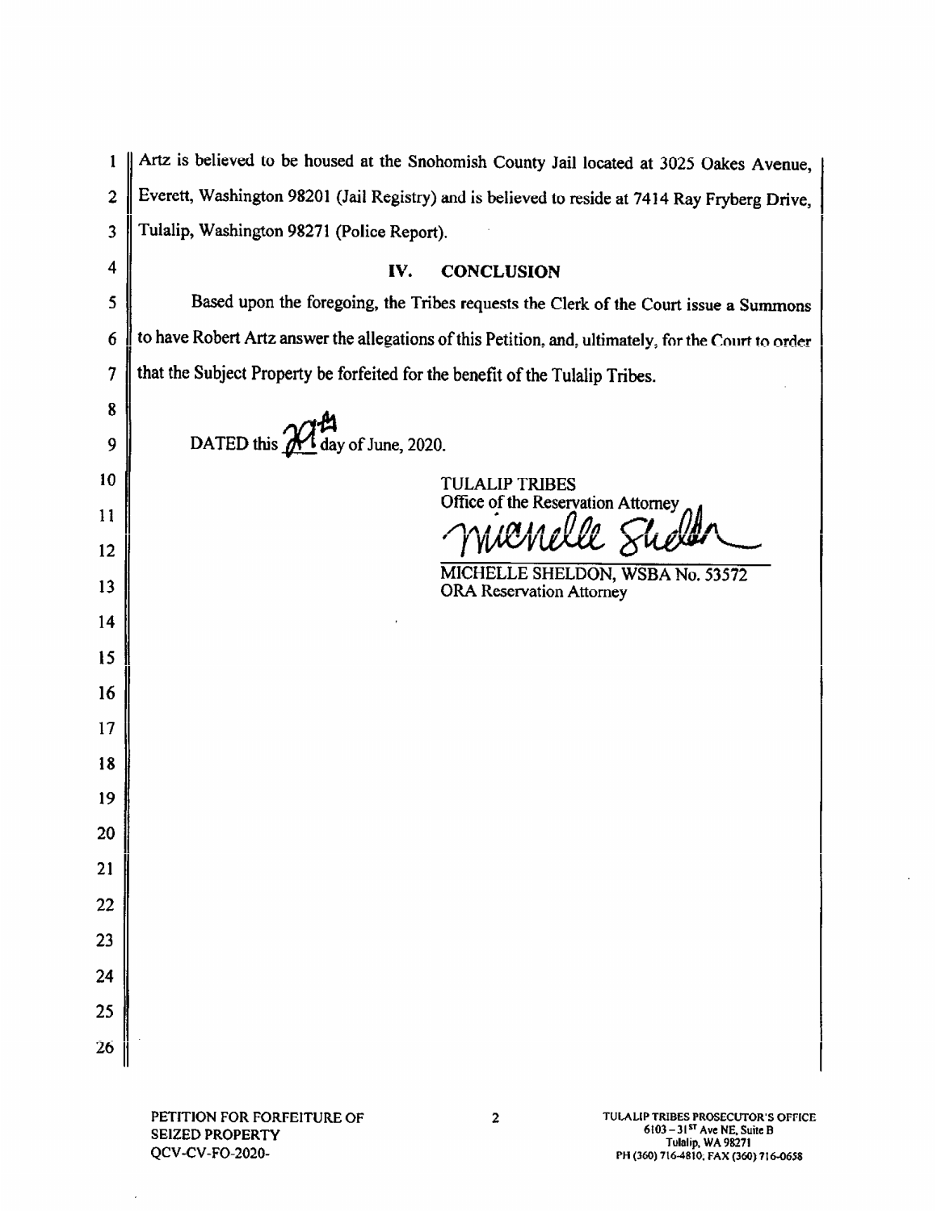Artz is believed to be housed at the Snohomish County Jail located at 3025 Oakes Avenue, Everett, Washington 98201 (Jail Registry) and is believed to reside at 7414 Ray Fryberg Drive, Tulalip, Washington 98271 (Police Report).

## IV. CONCLUSION

Based upon the foregoing, the Tribes requests the Clerk of the Court issue a Summons to have Robert Artz answer the allegations of this Petition, and, ultimately, for the Court to order that the Subject Property be forfeited for the benefit of the Tulalip Tribes.

DATED this 24th day of June, 2020.

TULALIP TRIBES
Office of the Reservation Attorney

Michelle Sheldon

MICHELLE SHELDON, WSBA No. 53572
ORA Reservation Attorney

PETITION FOR FORFEITURE OF SEIZED PROPERTY
QCV-CV-FO-2020-

TULALIP TRIBES PROSECUTOR'S OFFICE
6103 – 31ST Ave NE, Suite B
Tulalip, WA 98271
PH (360) 716-4810; FAX (360) 716-0658